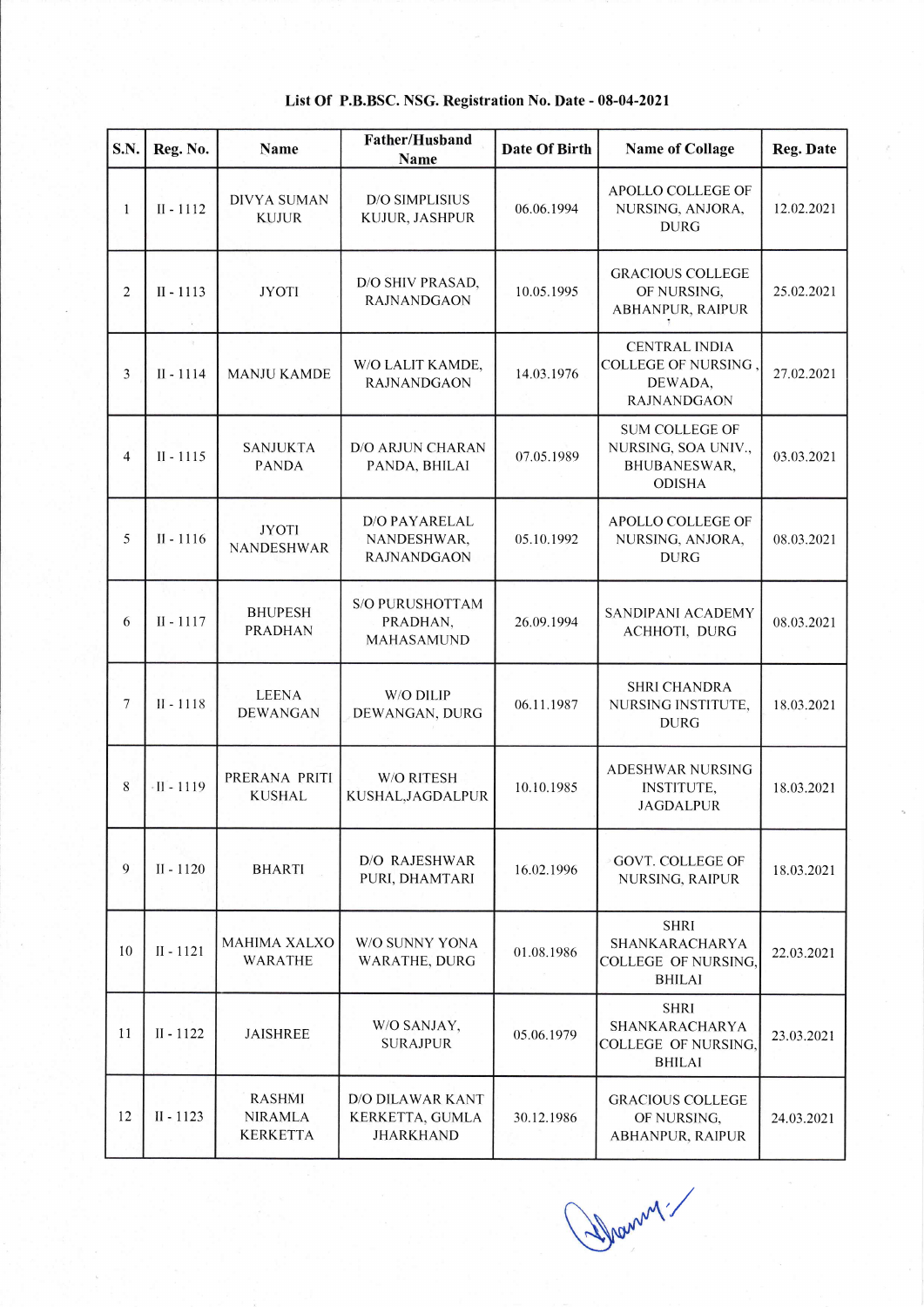**List Of P.B.BSC. NSG. Registration No. Date - 08-04-2021**

| S.N. | Reg. No. | Name | Father/Husband Name | Date Of Birth | Name of Collage | Reg. Date |
|---|---|---|---|---|---|---|
| 1 | II - 1112 | DIVYA SUMAN KUJUR | D/O SIMPLISIUS KUJUR, JASHPUR | 06.06.1994 | APOLLO COLLEGE OF NURSING, ANJORA, DURG | 12.02.2021 |
| 2 | II - 1113 | JYOTI | D/O SHIV PRASAD, RAJNANDGAON | 10.05.1995 | GRACIOUS COLLEGE OF NURSING, ABHANPUR, RAIPUR | 25.02.2021 |
| 3 | II - 1114 | MANJU KAMDE | W/O LALIT KAMDE, RAJNANDGAON | 14.03.1976 | CENTRAL INDIA COLLEGE OF NURSING, DEWADA, RAJNANDGAON | 27.02.2021 |
| 4 | II - 1115 | SANJUKTA PANDA | D/O ARJUN CHARAN PANDA, BHILAI | 07.05.1989 | SUM COLLEGE OF NURSING, SOA UNIV., BHUBANESWAR, ODISHA | 03.03.2021 |
| 5 | II - 1116 | JYOTI NANDESHWAR | D/O PAYARELAL NANDESHWAR, RAJNANDGAON | 05.10.1992 | APOLLO COLLEGE OF NURSING, ANJORA, DURG | 08.03.2021 |
| 6 | II - 1117 | BHUPESH PRADHAN | S/O PURUSHOTTAM PRADHAN, MAHASAMUND | 26.09.1994 | SANDIPANI ACADEMY ACHHOTI, DURG | 08.03.2021 |
| 7 | II - 1118 | LEENA DEWANGAN | W/O DILIP DEWANGAN, DURG | 06.11.1987 | SHRI CHANDRA NURSING INSTITUTE, DURG | 18.03.2021 |
| 8 | II - 1119 | PRERANA PRITI KUSHAL | W/O RITESH KUSHAL,JAGDALPUR | 10.10.1985 | ADESHWAR NURSING INSTITUTE, JAGDALPUR | 18.03.2021 |
| 9 | II - 1120 | BHARTI | D/O RAJESHWAR PURI, DHAMTARI | 16.02.1996 | GOVT. COLLEGE OF NURSING, RAIPUR | 18.03.2021 |
| 10 | II - 1121 | MAHIMA XALXO WARATHE | W/O SUNNY YONA WARATHE, DURG | 01.08.1986 | SHRI SHANKARACHARYA COLLEGE OF NURSING, BHILAI | 22.03.2021 |
| 11 | II - 1122 | JAISHREE | W/O SANJAY, SURAJPUR | 05.06.1979 | SHRI SHANKARACHARYA COLLEGE OF NURSING, BHILAI | 23.03.2021 |
| 12 | II - 1123 | RASHMI NIRAMLA KERKETTA | D/O DILAWAR KANT KERKETTA, GUMLA JHARKHAND | 30.12.1986 | GRACIOUS COLLEGE OF NURSING, ABHANPUR, RAIPUR | 24.03.2021 |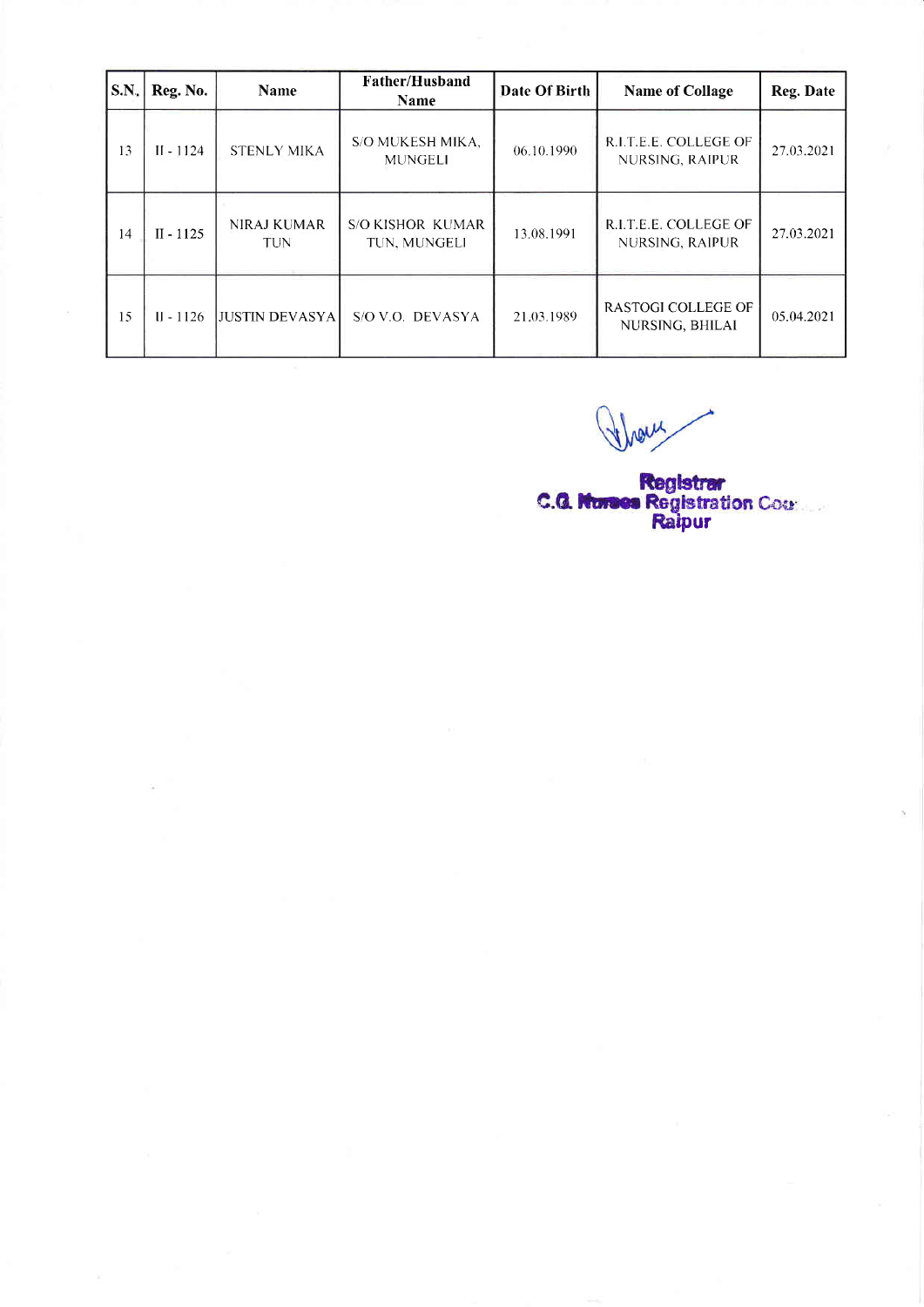| S.N. | Reg. No. | Name | Father/Husband Name | Date Of Birth | Name of Collage | Reg. Date |
|---|---|---|---|---|---|---|
| 13 | II - 1124 | STENLY MIKA | S/O MUKESH MIKA, MUNGELI | 06.10.1990 | R.I.T.E.E. COLLEGE OF NURSING, RAIPUR | 27.03.2021 |
| 14 | II - 1125 | NIRAJ KUMAR TUN | S/O KISHOR KUMAR TUN, MUNGELI | 13.08.1991 | R.I.T.E.E. COLLEGE OF NURSING, RAIPUR | 27.03.2021 |
| 15 | II - 1126 | JUSTIN DEVASYA | S/O V.O. DEVASYA | 21.03.1989 | RASTOGI COLLEGE OF NURSING, BHILAI | 05.04.2021 |

Registrar
C.G. Nurses Registration Cou...
Raipur